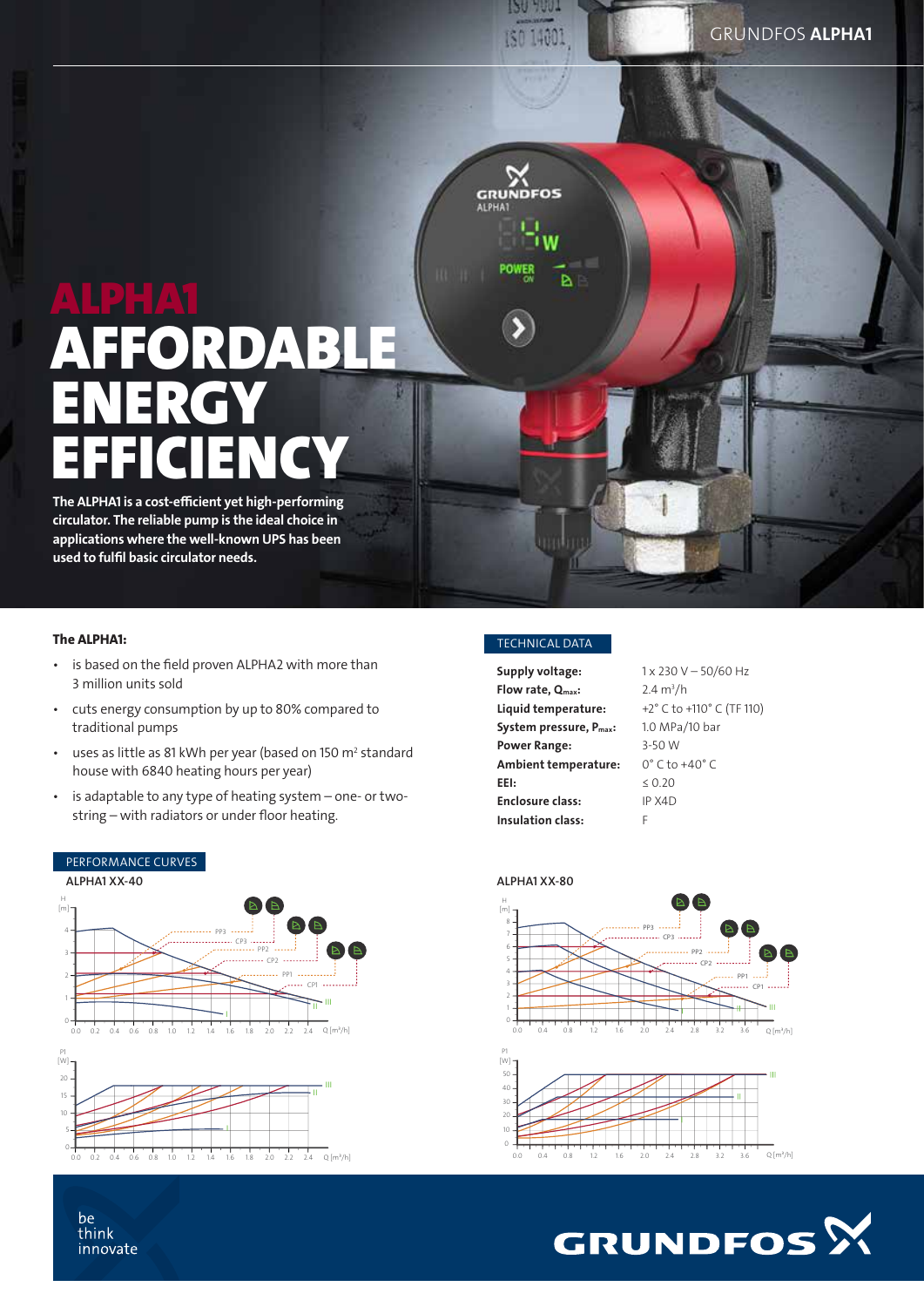# ALPHA1

# AFFORDABLE ENERGY EFFICIENCY

**The ALPHA1 is a cost-efficient yet high-performing circulator. The reliable pump is the ideal choice in applications where the well-known UPS has been used to fulfil basic circulator needs.**

### The ALPHA1:

- is based on the field proven ALPHA2 with more than 3 million units sold
- cuts energy consumption by up to 80% compared to traditional pumps
- uses as little as 81 kWh per year (based on 150 m² standard house with 6840 heating hours per year)
- is adaptable to any type of heating system – one- or two-string – with radiators or under floor heating.

## TECHNICAL DATA

| | |
|---|---|
| **Supply voltage:** | 1 x 230 V – 50/60 Hz |
| **Flow rate, $Q_{max}$:** | 2.4 m³/h |
| **Liquid temperature:** | +2° C to +110° C (TF 110) |
| **System pressure, $P_{max}$:** | 1.0 MPa/10 bar |
| **Power Range:** | 3-50 W |
| **Ambient temperature:** | 0° C to +40° C |
| **EEI:** | ≤ 0.20 |
| **Enclosure class:** | IP X4D |
| **Insulation class:** | F |

## PERFORMANCE CURVES

**ALPHA1 XX-40**

**ALPHA1 XX-80**

be
think
innovate

GRUNDFOS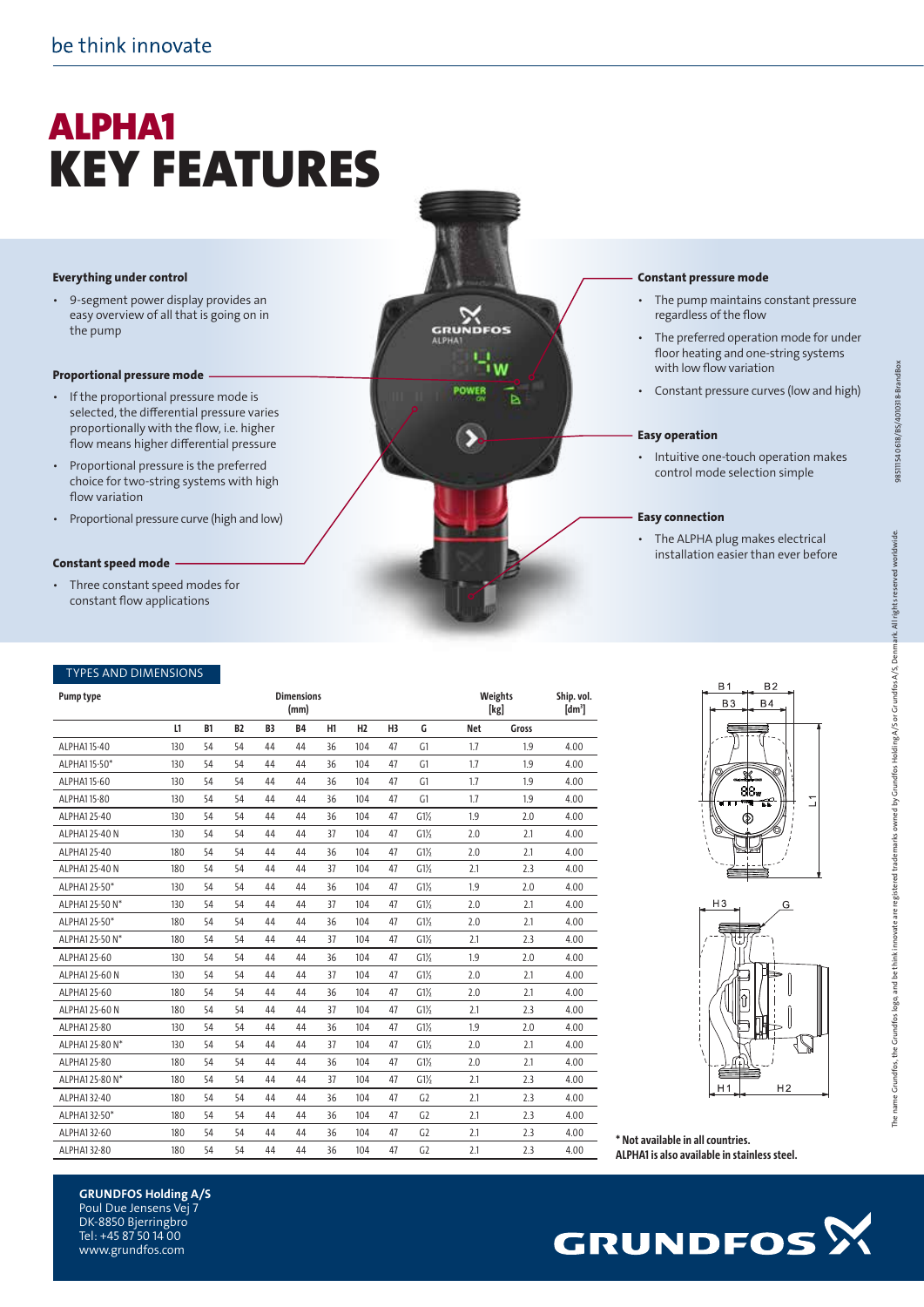be think innovate

# ALPHA1
# KEY FEATURES

### Everything under control

- 9-segment power display provides an easy overview of all that is going on in the pump

### Proportional pressure mode

- If the proportional pressure mode is selected, the differential pressure varies proportionally with the flow, i.e. higher flow means higher differential pressure
- Proportional pressure is the preferred choice for two-string systems with high flow variation
- Proportional pressure curve (high and low)

### Constant speed mode

- Three constant speed modes for constant flow applications

### Constant pressure mode

- The pump maintains constant pressure regardless of the flow
- The preferred operation mode for under floor heating and one-string systems with low flow variation
- Constant pressure curves (low and high)

### Easy operation

- Intuitive one-touch operation makes control mode selection simple

### Easy connection

- The ALPHA plug makes electrical installation easier than ever before

## TYPES AND DIMENSIONS

| Pump type | Dimensions (mm) | | | | | | | | | Weights [kg] | | Ship. vol. [dm³] |
|---|---|---|---|---|---|---|---|---|---|---|---|---|
| | L1 | B1 | B2 | B3 | B4 | H1 | H2 | H3 | G | Net | Gross | |
| ALPHA1 15-40 | 130 | 54 | 54 | 44 | 44 | 36 | 104 | 47 | G1 | 1.7 | 1.9 | 4.00 |
| ALPHA1 15-50* | 130 | 54 | 54 | 44 | 44 | 36 | 104 | 47 | G1 | 1.7 | 1.9 | 4.00 |
| ALPHA1 15-60 | 130 | 54 | 54 | 44 | 44 | 36 | 104 | 47 | G1 | 1.7 | 1.9 | 4.00 |
| ALPHA1 15-80 | 130 | 54 | 54 | 44 | 44 | 36 | 104 | 47 | G1 | 1.7 | 1.9 | 4.00 |
| ALPHA1 25-40 | 130 | 54 | 54 | 44 | 44 | 36 | 104 | 47 | G1½ | 1.9 | 2.0 | 4.00 |
| ALPHA1 25-40 N | 130 | 54 | 54 | 44 | 44 | 37 | 104 | 47 | G1½ | 2.0 | 2.1 | 4.00 |
| ALPHA1 25-40 | 180 | 54 | 54 | 44 | 44 | 36 | 104 | 47 | G1½ | 2.0 | 2.1 | 4.00 |
| ALPHA1 25-40 N | 180 | 54 | 54 | 44 | 44 | 37 | 104 | 47 | G1½ | 2.1 | 2.3 | 4.00 |
| ALPHA1 25-50* | 130 | 54 | 54 | 44 | 44 | 36 | 104 | 47 | G1½ | 1.9 | 2.0 | 4.00 |
| ALPHA1 25-50 N* | 130 | 54 | 54 | 44 | 44 | 37 | 104 | 47 | G1½ | 2.0 | 2.1 | 4.00 |
| ALPHA1 25-50* | 180 | 54 | 54 | 44 | 44 | 36 | 104 | 47 | G1½ | 2.0 | 2.1 | 4.00 |
| ALPHA1 25-50 N* | 180 | 54 | 54 | 44 | 44 | 37 | 104 | 47 | G1½ | 2.1 | 2.3 | 4.00 |
| ALPHA1 25-60 | 130 | 54 | 54 | 44 | 44 | 36 | 104 | 47 | G1½ | 1.9 | 2.0 | 4.00 |
| ALPHA1 25-60 N | 130 | 54 | 54 | 44 | 44 | 37 | 104 | 47 | G1½ | 2.0 | 2.1 | 4.00 |
| ALPHA1 25-60 | 180 | 54 | 54 | 44 | 44 | 36 | 104 | 47 | G1½ | 2.0 | 2.1 | 4.00 |
| ALPHA1 25-60 N | 180 | 54 | 54 | 44 | 44 | 37 | 104 | 47 | G1½ | 2.1 | 2.3 | 4.00 |
| ALPHA1 25-80 | 130 | 54 | 54 | 44 | 44 | 36 | 104 | 47 | G1½ | 1.9 | 2.0 | 4.00 |
| ALPHA1 25-80 N* | 130 | 54 | 54 | 44 | 44 | 37 | 104 | 47 | G1½ | 2.0 | 2.1 | 4.00 |
| ALPHA1 25-80 | 180 | 54 | 54 | 44 | 44 | 36 | 104 | 47 | G1½ | 2.0 | 2.1 | 4.00 |
| ALPHA1 25-80 N* | 180 | 54 | 54 | 44 | 44 | 37 | 104 | 47 | G1½ | 2.1 | 2.3 | 4.00 |
| ALPHA1 32-40 | 180 | 54 | 54 | 44 | 44 | 36 | 104 | 47 | G2 | 2.1 | 2.3 | 4.00 |
| ALPHA1 32-50* | 180 | 54 | 54 | 44 | 44 | 36 | 104 | 47 | G2 | 2.1 | 2.3 | 4.00 |
| ALPHA1 32-60 | 180 | 54 | 54 | 44 | 44 | 36 | 104 | 47 | G2 | 2.1 | 2.3 | 4.00 |
| ALPHA1 32-80 | 180 | 54 | 54 | 44 | 44 | 36 | 104 | 47 | G2 | 2.1 | 2.3 | 4.00 |

B1
B2
B3
B4
L1
H3
G
H1
H2

**\* Not available in all countries.**
**ALPHA1 is also available in stainless steel.**

**GRUNDFOS Holding A/S**
Poul Due Jensens Vej 7
DK-8850 Bjerringbro
Tel: +45 87 50 14 00
www.grundfos.com

GRUNDFOS

The name Grundfos, the Grundfos logo, and be think innovate are registered trademarks owned by Grundfos Holding A/S or Grundfos A/S, Denmark. All rights reserved worldwide.

98511154 0618/BS/4001318-BrandBox